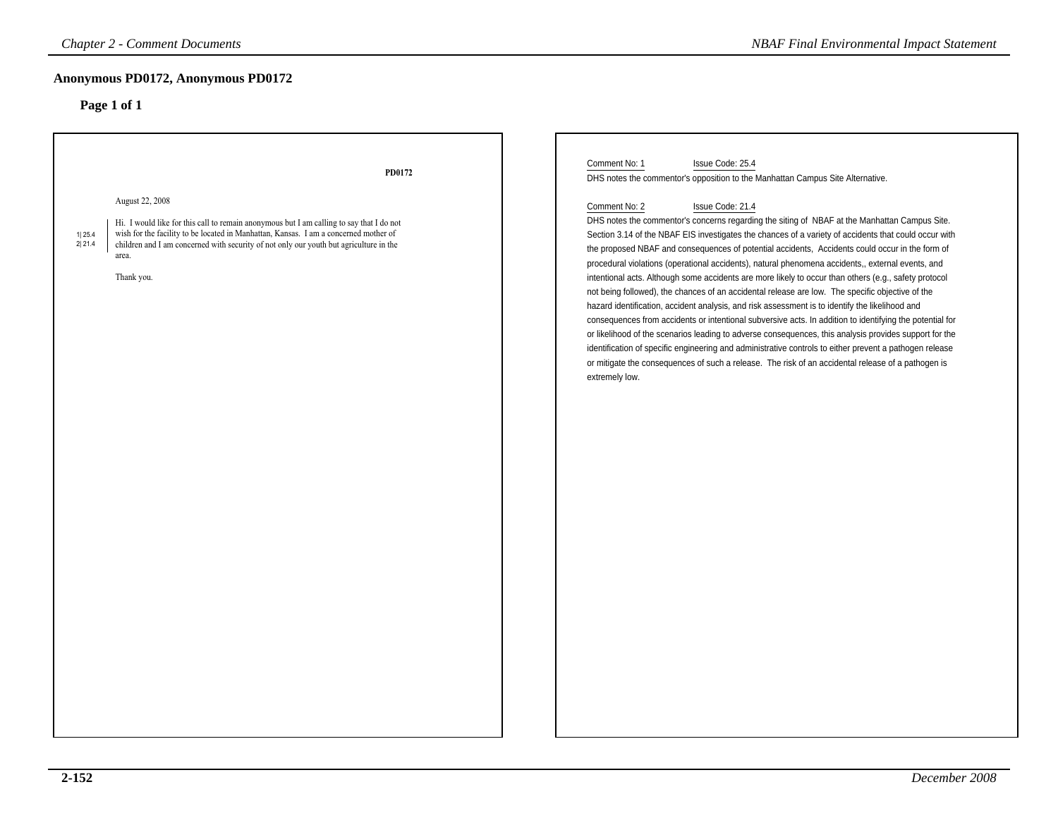## Anonymous PD0172, Anonymous PD0172

### Page 1 of 1

**PD0172**

August 22, 2008

1|25.4
2|21.4

Hi. I would like for this call to remain anonymous but I am calling to say that I do not wish for the facility to be located in Manhattan, Kansas. I am a concerned mother of children and I am concerned with security of not only our youth but agriculture in the area.

Thank you.

Comment No: 1 Issue Code: 25.4

DHS notes the commentor's opposition to the Manhattan Campus Site Alternative.

Comment No: 2 Issue Code: 21.4

DHS notes the commentor's concerns regarding the siting of NBAF at the Manhattan Campus Site. Section 3.14 of the NBAF EIS investigates the chances of a variety of accidents that could occur with the proposed NBAF and consequences of potential accidents, Accidents could occur in the form of procedural violations (operational accidents), natural phenomena accidents,, external events, and intentional acts. Although some accidents are more likely to occur than others (e.g., safety protocol not being followed), the chances of an accidental release are low. The specific objective of the hazard identification, accident analysis, and risk assessment is to identify the likelihood and consequences from accidents or intentional subversive acts. In addition to identifying the potential for or likelihood of the scenarios leading to adverse consequences, this analysis provides support for the identification of specific engineering and administrative controls to either prevent a pathogen release or mitigate the consequences of such a release. The risk of an accidental release of a pathogen is extremely low.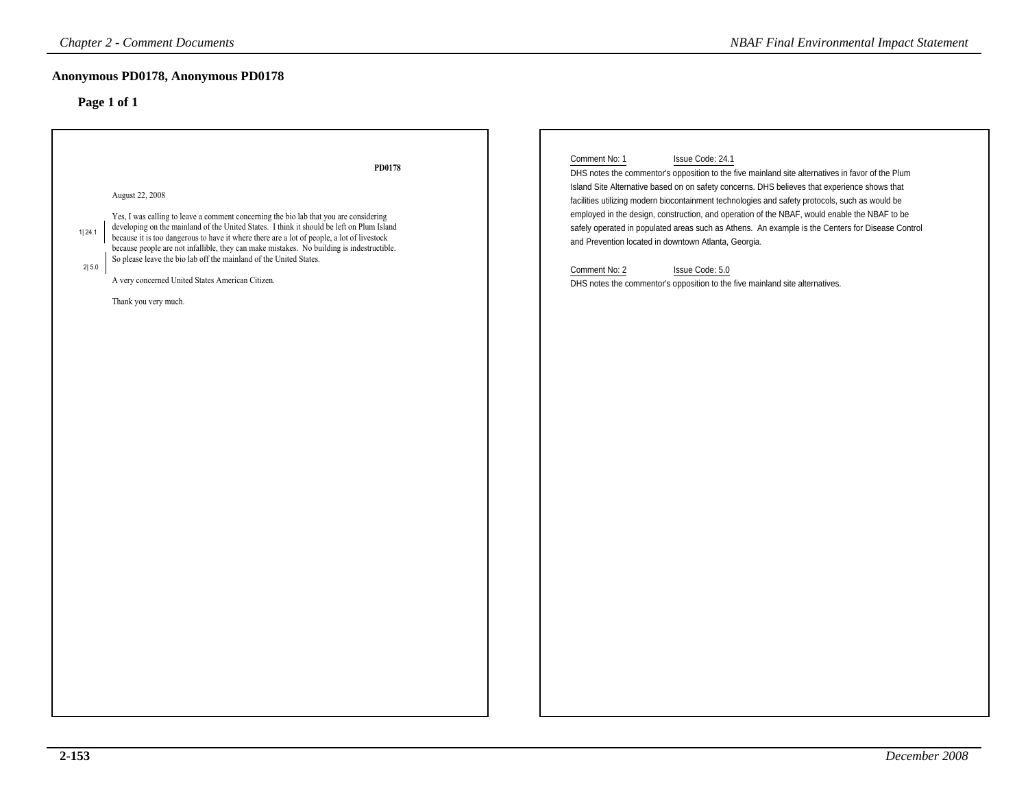## Anonymous PD0178, Anonymous PD0178

### Page 1 of 1

**PD0178**

August 22, 2008

1| 24.1 — Yes, I was calling to leave a comment concerning the bio lab that you are considering developing on the mainland of the United States. I think it should be left on Plum Island because it is too dangerous to have it where there are a lot of people, a lot of livestock because people are not infallible, they can make mistakes. No building is indestructible.

2| 5.0 — So please leave the bio lab off the mainland of the United States.

A very concerned United States American Citizen.

Thank you very much.

---

Comment No: 1 Issue Code: 24.1

DHS notes the commentor's opposition to the five mainland site alternatives in favor of the Plum Island Site Alternative based on on safety concerns. DHS believes that experience shows that facilities utilizing modern biocontainment technologies and safety protocols, such as would be employed in the design, construction, and operation of the NBAF, would enable the NBAF to be safely operated in populated areas such as Athens. An example is the Centers for Disease Control and Prevention located in downtown Atlanta, Georgia.

Comment No: 2 Issue Code: 5.0

DHS notes the commentor's opposition to the five mainland site alternatives.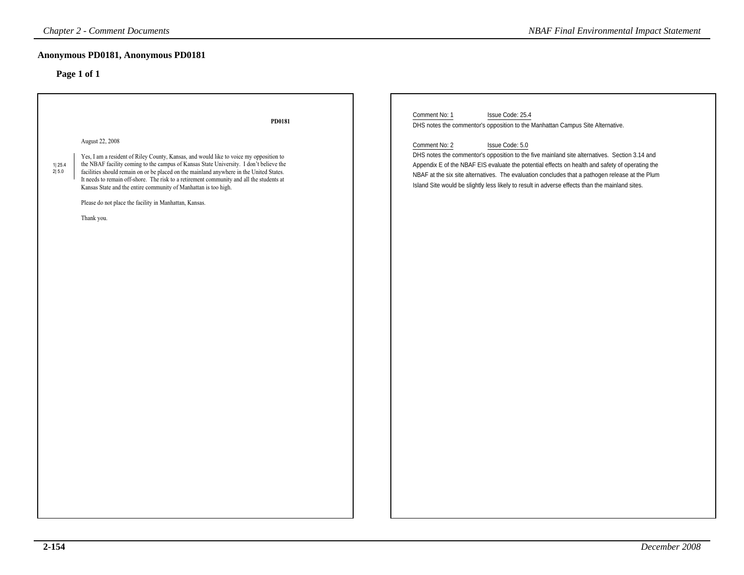## Anonymous PD0181, Anonymous PD0181

### Page 1 of 1

**PD0181**

August 22, 2008

1| 25.4
2| 5.0

Yes, I am a resident of Riley County, Kansas, and would like to voice my opposition to the NBAF facility coming to the campus of Kansas State University. I don't believe the facilities should remain on or be placed on the mainland anywhere in the United States. It needs to remain off-shore. The risk to a retirement community and all the students at Kansas State and the entire community of Manhattan is too high.

Please do not place the facility in Manhattan, Kansas.

Thank you.

---

Comment No: 1 Issue Code: 25.4

DHS notes the commentor's opposition to the Manhattan Campus Site Alternative.

Comment No: 2 Issue Code: 5.0

DHS notes the commentor's opposition to the five mainland site alternatives. Section 3.14 and Appendix E of the NBAF EIS evaluate the potential effects on health and safety of operating the NBAF at the six site alternatives. The evaluation concludes that a pathogen release at the Plum Island Site would be slightly less likely to result in adverse effects than the mainland sites.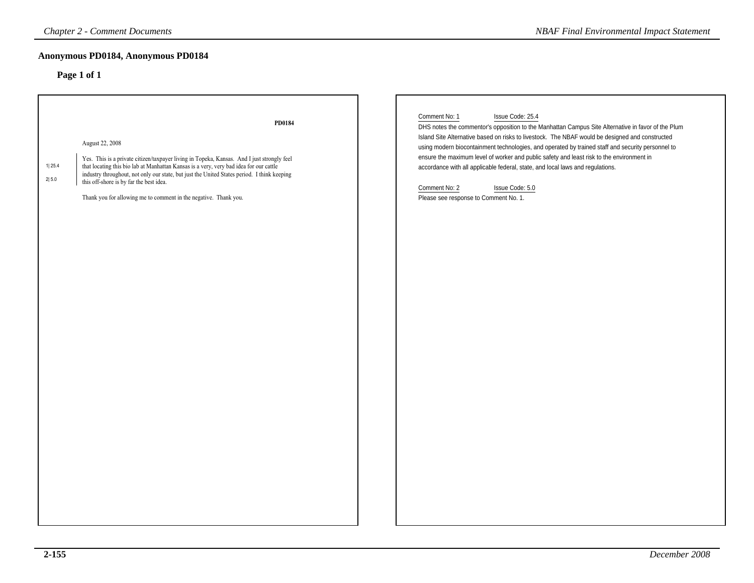# Anonymous PD0184, Anonymous PD0184

## Page 1 of 1

**PD0184**

August 22, 2008

1| 25.4
2| 5.0

Yes. This is a private citizen/taxpayer living in Topeka, Kansas. And I just strongly feel that locating this bio lab at Manhattan Kansas is a very, very bad idea for our cattle industry throughout, not only our state, but just the United States period. I think keeping this off-shore is by far the best idea.

Thank you for allowing me to comment in the negative. Thank you.

Comment No: 1 Issue Code: 25.4

DHS notes the commentor's opposition to the Manhattan Campus Site Alternative in favor of the Plum Island Site Alternative based on risks to livestock. The NBAF would be designed and constructed using modern biocontainment technologies, and operated by trained staff and security personnel to ensure the maximum level of worker and public safety and least risk to the environment in accordance with all applicable federal, state, and local laws and regulations.

Comment No: 2 Issue Code: 5.0

Please see response to Comment No. 1.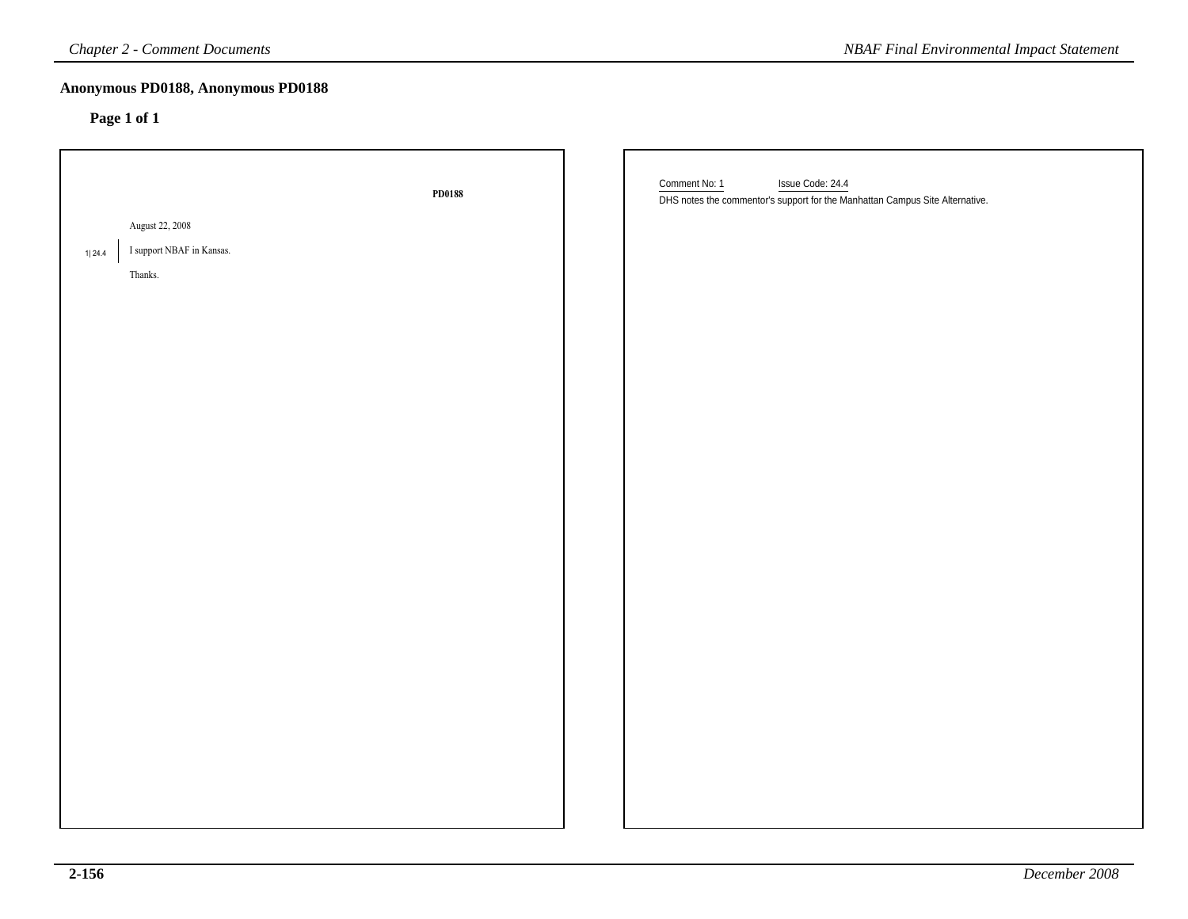## Anonymous PD0188, Anonymous PD0188

**Page 1 of 1**

**PD0188**

August 22, 2008

1| 24.4 I support NBAF in Kansas.

Thanks.

Comment No: 1 Issue Code: 24.4

DHS notes the commentor's support for the Manhattan Campus Site Alternative.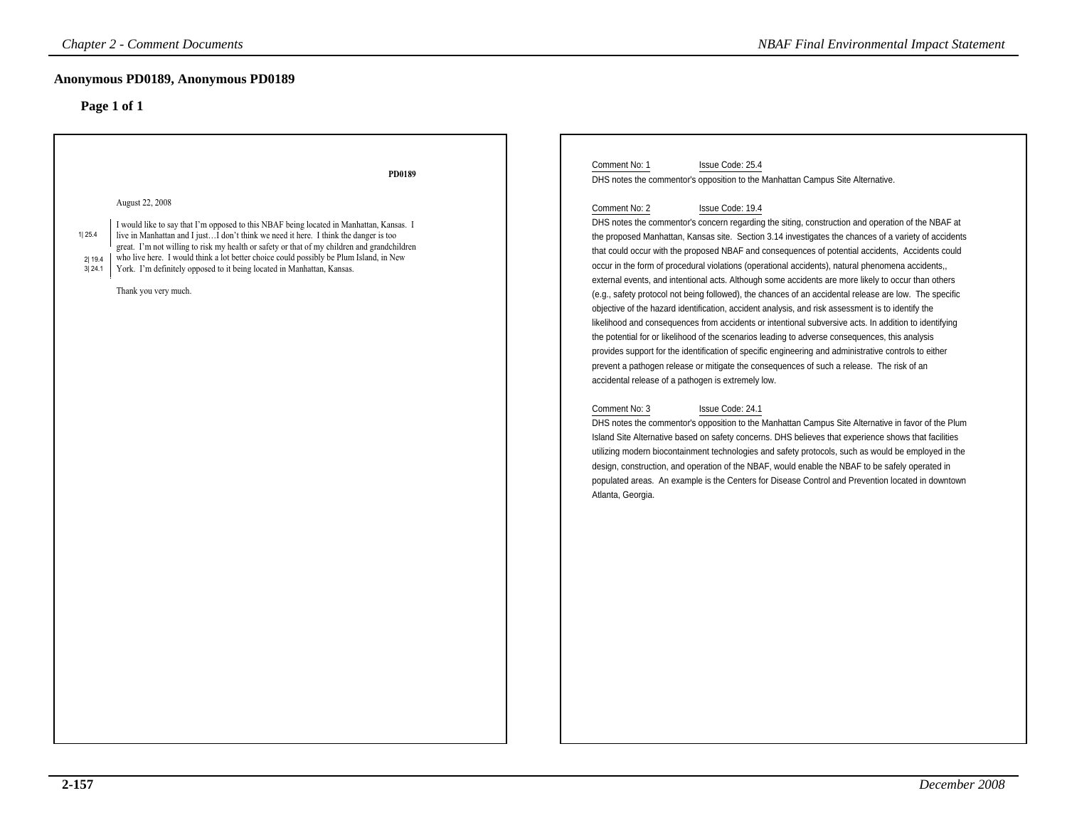## Anonymous PD0189, Anonymous PD0189

### Page 1 of 1

PD0189

August 22, 2008

1| 25.4 — I would like to say that I'm opposed to this NBAF being located in Manhattan, Kansas. I live in Manhattan and I just…I don't think we need it here.

2| 19.4 — I think the danger is too great. I'm not willing to risk my health or safety or that of my children and grandchildren who live here.

3| 24.1 — I would think a lot better choice could possibly be Plum Island, in New York. I'm definitely opposed to it being located in Manhattan, Kansas.

Thank you very much.

---

Comment No: 1 Issue Code: 25.4

DHS notes the commentor's opposition to the Manhattan Campus Site Alternative.

Comment No: 2 Issue Code: 19.4

DHS notes the commentor's concern regarding the siting, construction and operation of the NBAF at the proposed Manhattan, Kansas site. Section 3.14 investigates the chances of a variety of accidents that could occur with the proposed NBAF and consequences of potential accidents, Accidents could occur in the form of procedural violations (operational accidents), natural phenomena accidents,, external events, and intentional acts. Although some accidents are more likely to occur than others (e.g., safety protocol not being followed), the chances of an accidental release are low. The specific objective of the hazard identification, accident analysis, and risk assessment is to identify the likelihood and consequences from accidents or intentional subversive acts. In addition to identifying the potential for or likelihood of the scenarios leading to adverse consequences, this analysis provides support for the identification of specific engineering and administrative controls to either prevent a pathogen release or mitigate the consequences of such a release. The risk of an accidental release of a pathogen is extremely low.

Comment No: 3 Issue Code: 24.1

DHS notes the commentor's opposition to the Manhattan Campus Site Alternative in favor of the Plum Island Site Alternative based on safety concerns. DHS believes that experience shows that facilities utilizing modern biocontainment technologies and safety protocols, such as would be employed in the design, construction, and operation of the NBAF, would enable the NBAF to be safely operated in populated areas. An example is the Centers for Disease Control and Prevention located in downtown Atlanta, Georgia.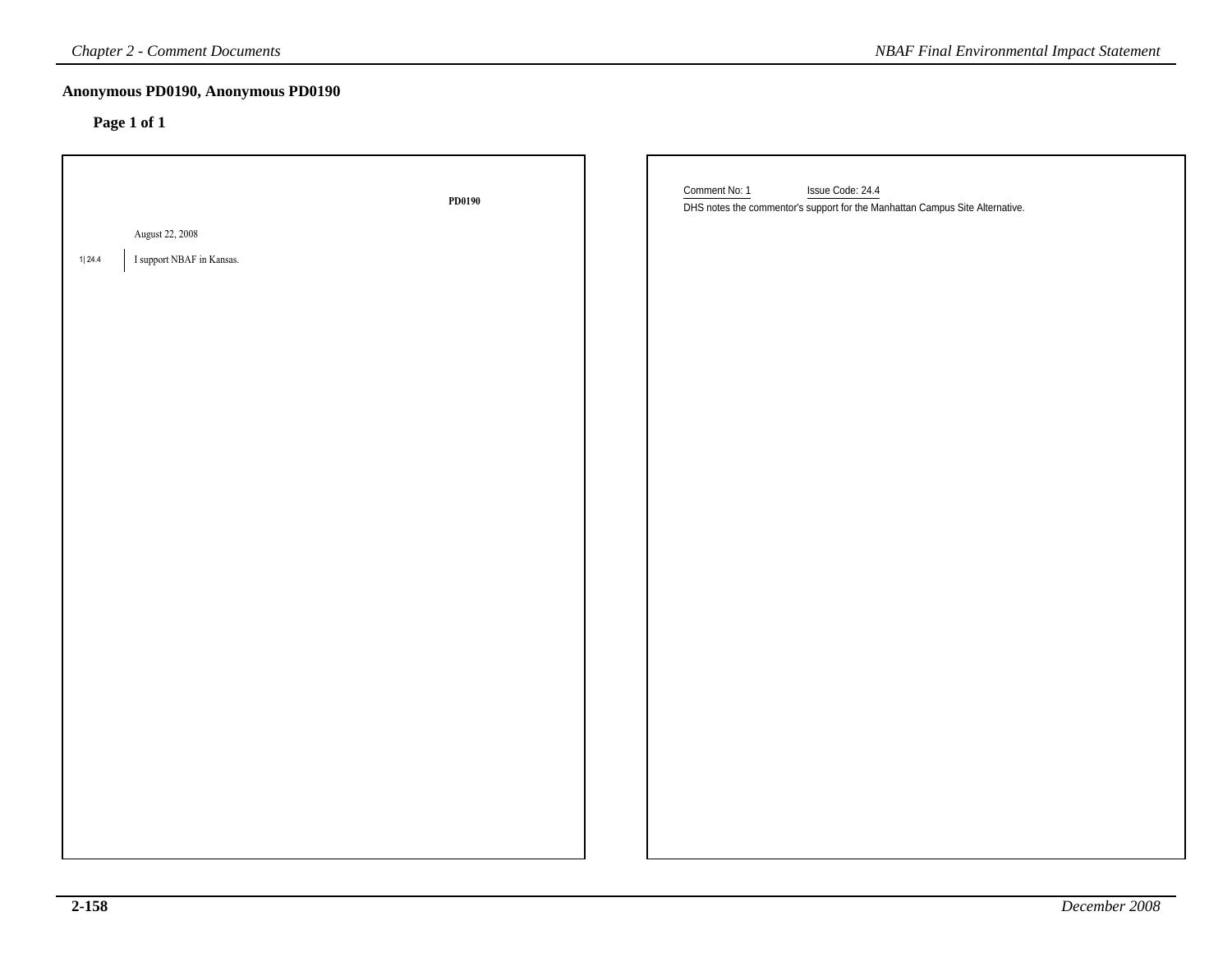## Anonymous PD0190, Anonymous PD0190

**Page 1 of 1**

**PD0190**

August 22, 2008

1| 24.4 I support NBAF in Kansas.

Comment No: 1 Issue Code: 24.4

DHS notes the commentor's support for the Manhattan Campus Site Alternative.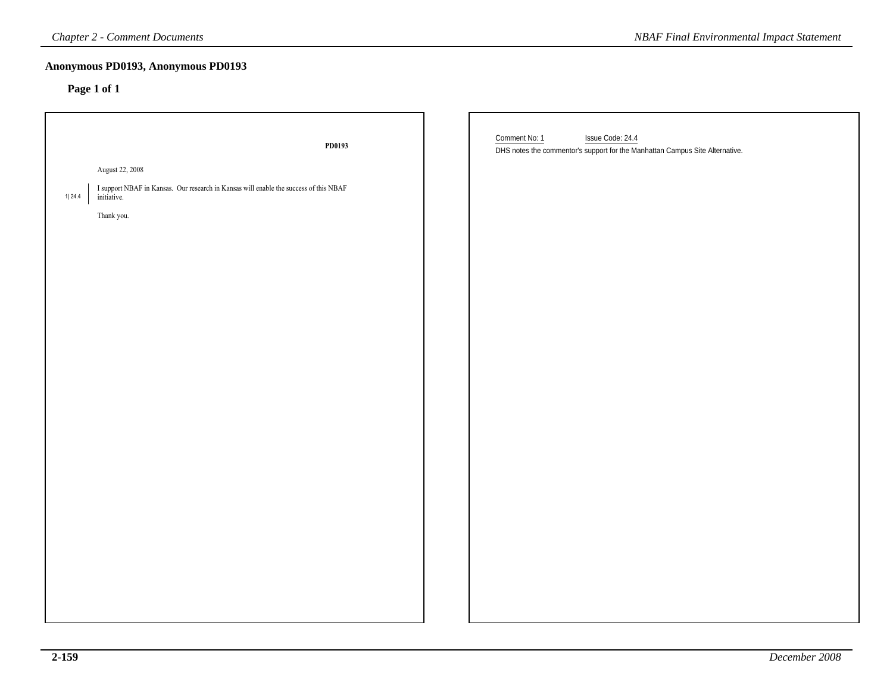## Anonymous PD0193, Anonymous PD0193

**Page 1 of 1**

**PD0193**

August 22, 2008

1| 24.4 I support NBAF in Kansas. Our research in Kansas will enable the success of this NBAF initiative.

Thank you.

Comment No: 1 Issue Code: 24.4

DHS notes the commentor's support for the Manhattan Campus Site Alternative.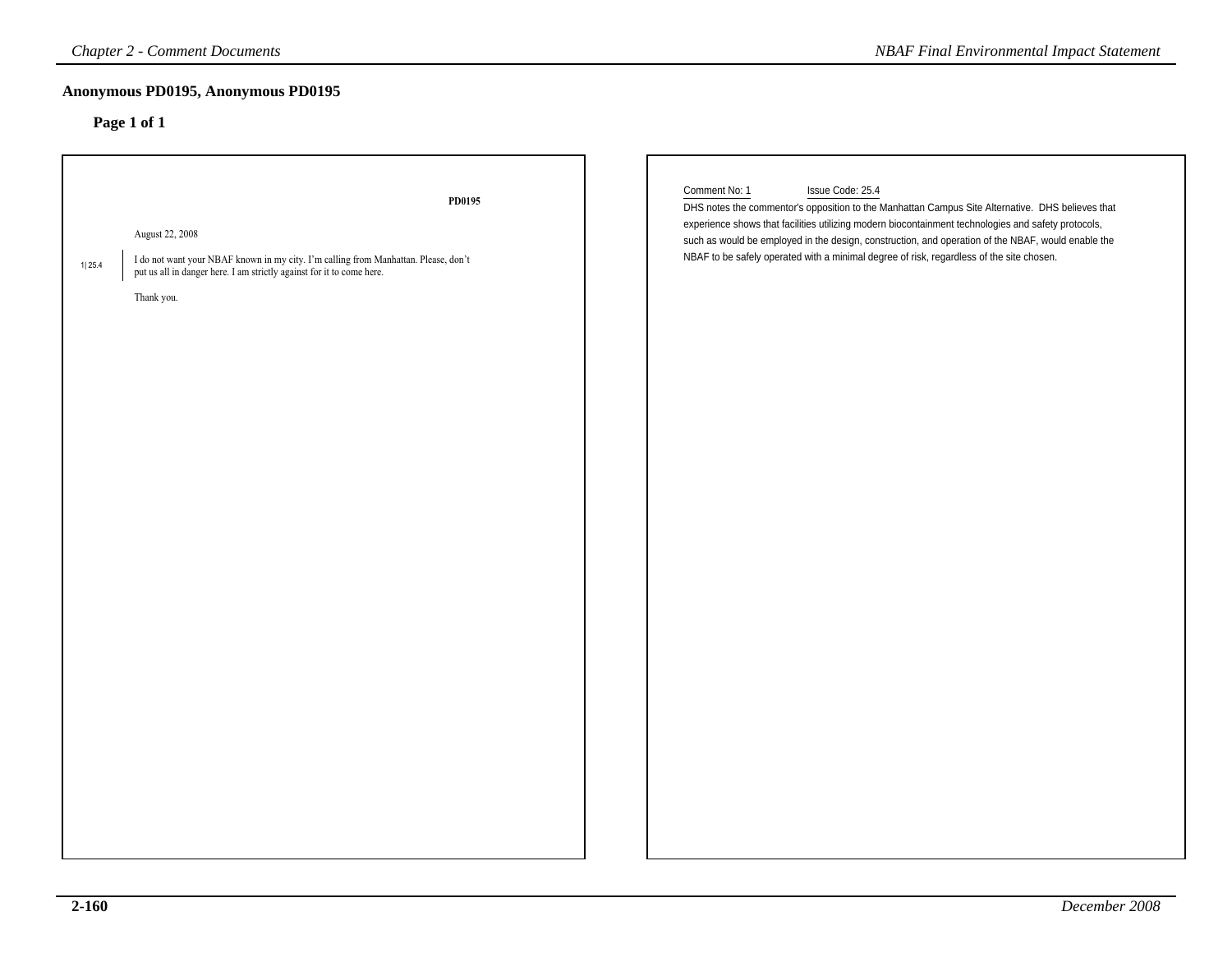## Anonymous PD0195, Anonymous PD0195

### Page 1 of 1

**PD0195**

August 22, 2008

1| 25.4

I do not want your NBAF known in my city. I'm calling from Manhattan. Please, don't put us all in danger here. I am strictly against for it to come here.

Thank you.

Comment No: 1 Issue Code: 25.4

DHS notes the commentor's opposition to the Manhattan Campus Site Alternative. DHS believes that experience shows that facilities utilizing modern biocontainment technologies and safety protocols, such as would be employed in the design, construction, and operation of the NBAF, would enable the NBAF to be safely operated with a minimal degree of risk, regardless of the site chosen.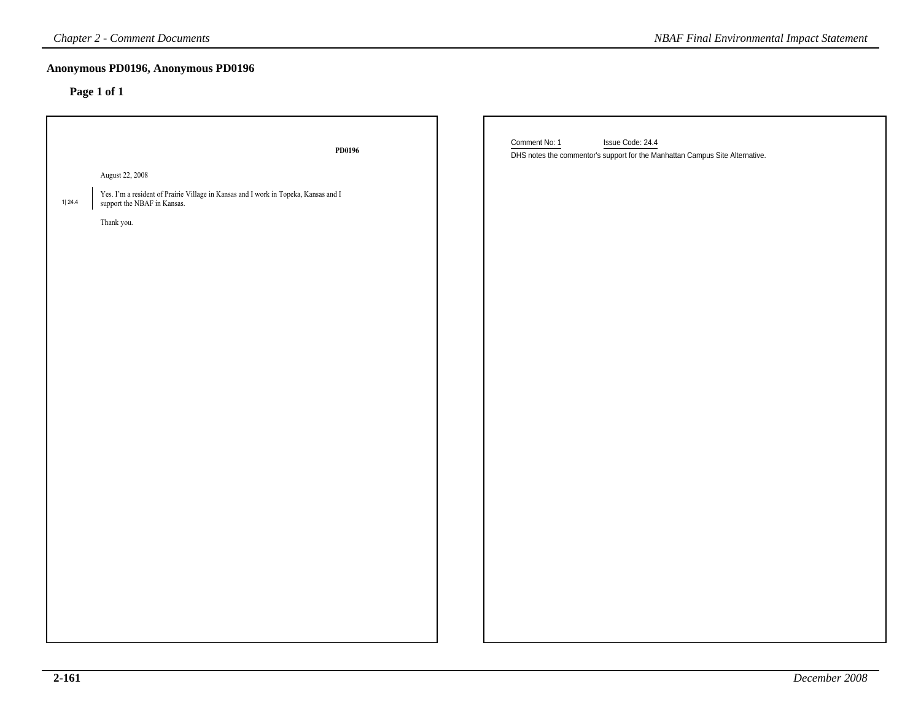## Anonymous PD0196, Anonymous PD0196

**Page 1 of 1**

**PD0196**

August 22, 2008

1| 24.4

Yes. I'm a resident of Prairie Village in Kansas and I work in Topeka, Kansas and I support the NBAF in Kansas.

Thank you.

Comment No: 1 Issue Code: 24.4

DHS notes the commentor's support for the Manhattan Campus Site Alternative.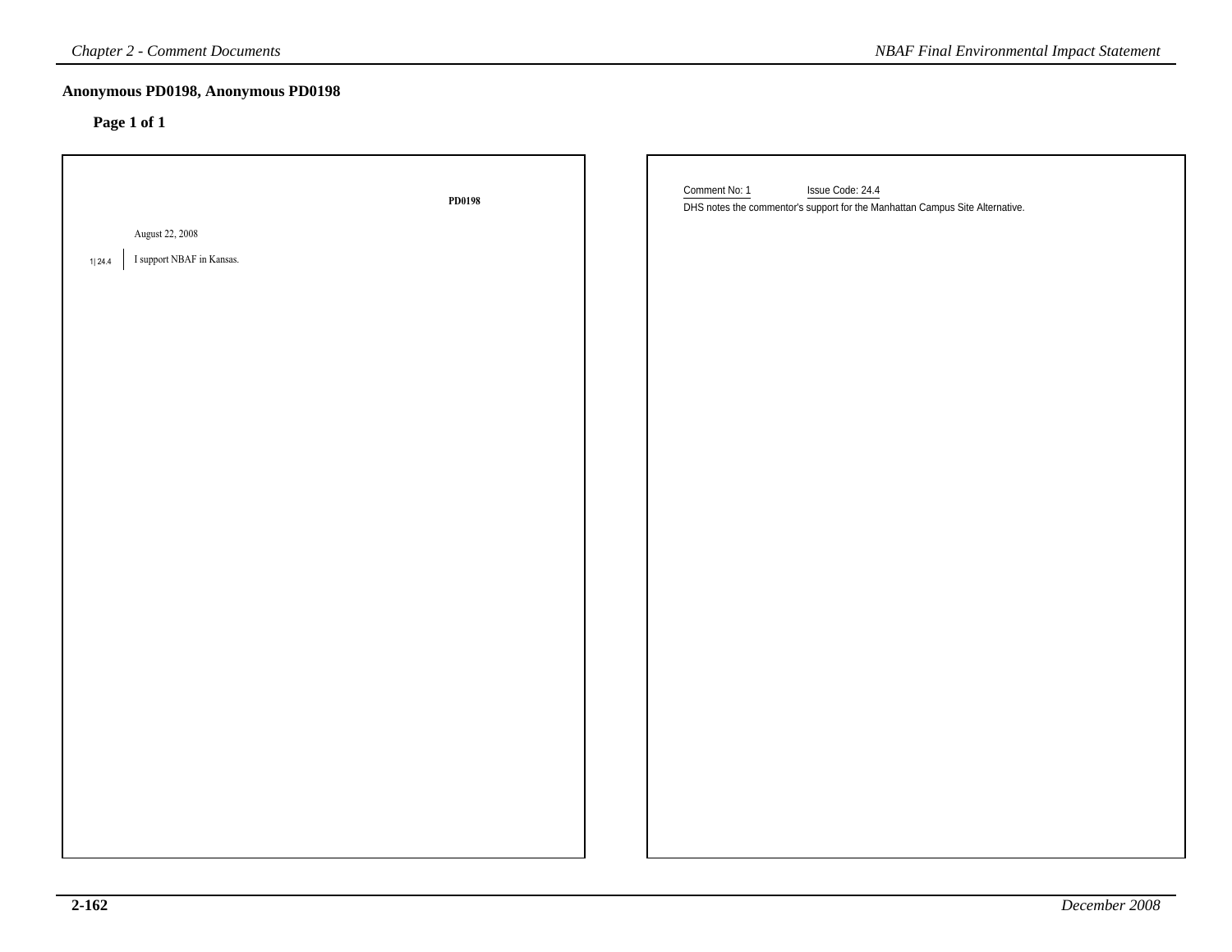## Anonymous PD0198, Anonymous PD0198

**Page 1 of 1**

**PD0198**

August 22, 2008

1| 24.4 I support NBAF in Kansas.

Comment No: 1 Issue Code: 24.4

DHS notes the commentor's support for the Manhattan Campus Site Alternative.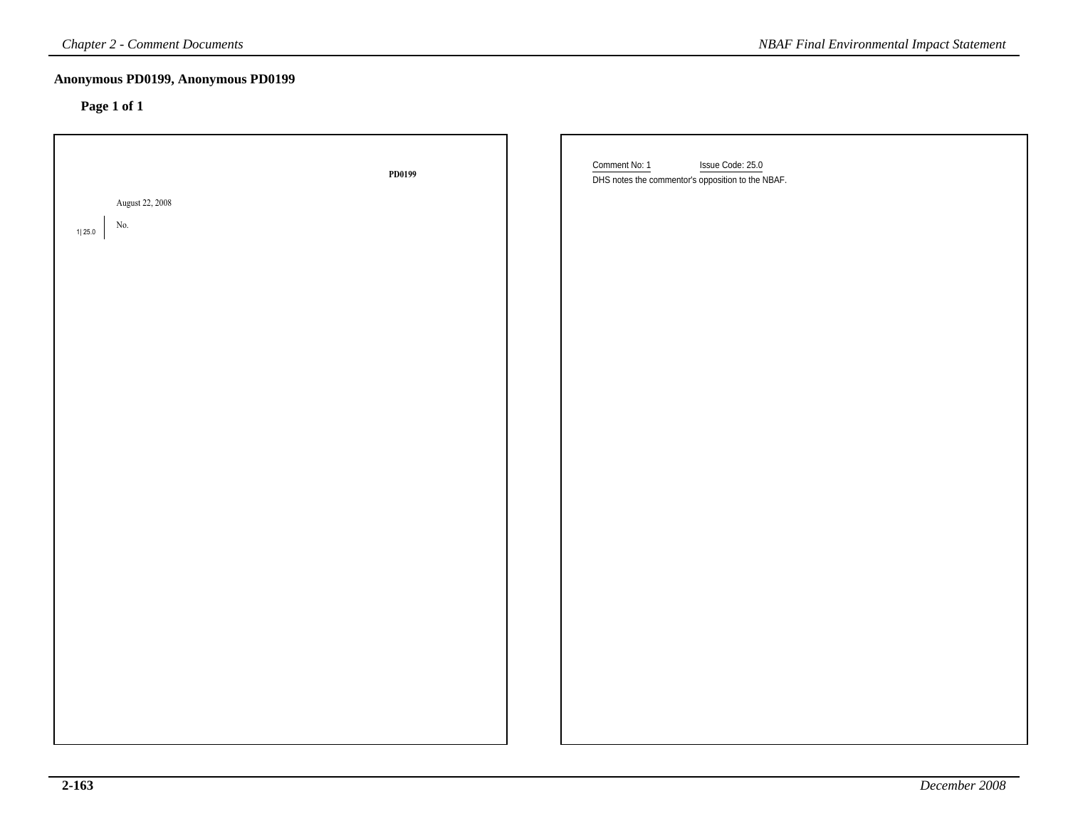## Anonymous PD0199, Anonymous PD0199

**Page 1 of 1**

PD0199

August 22, 2008

1| 25.0 No.

Comment No: 1 Issue Code: 25.0

DHS notes the commentor's opposition to the NBAF.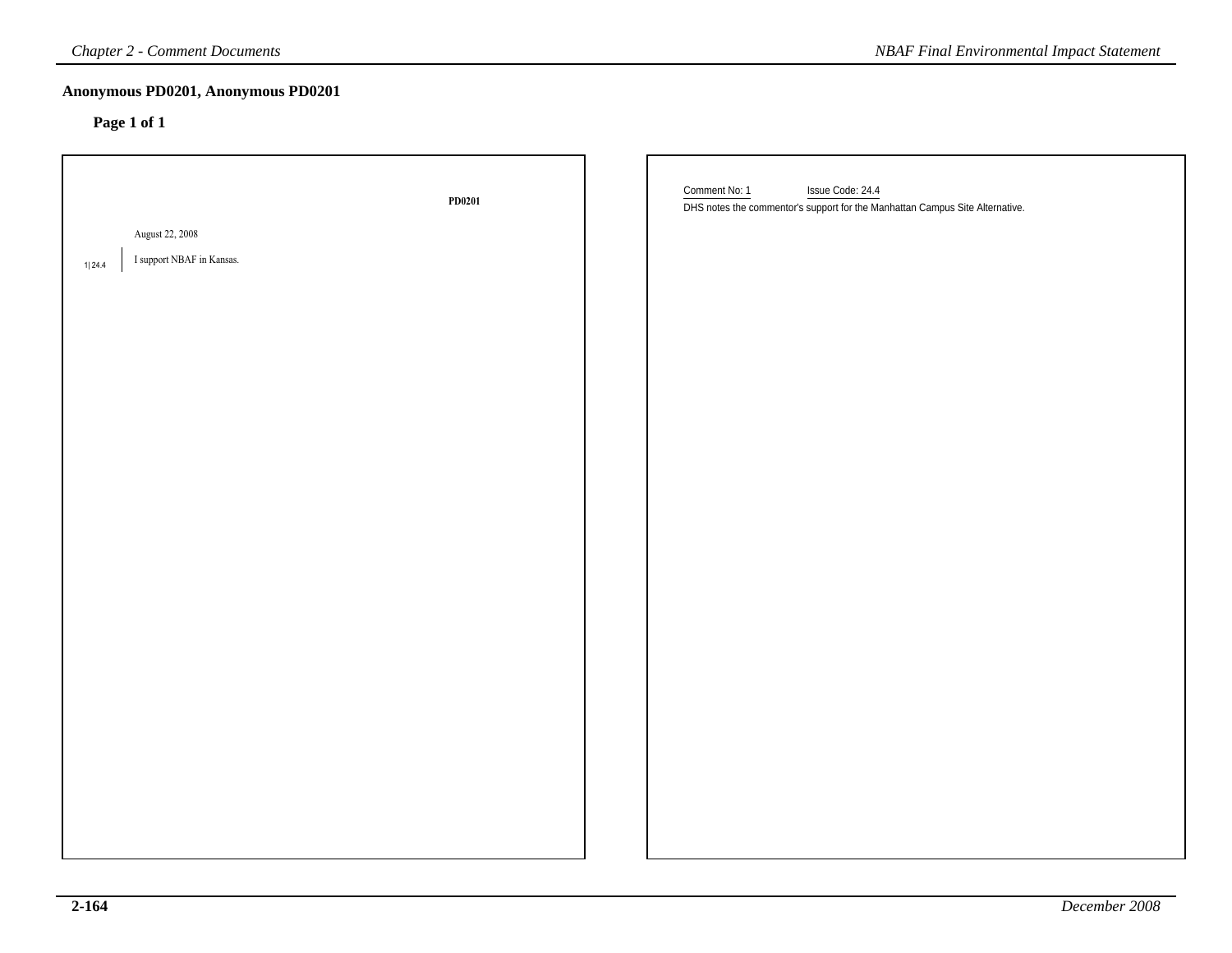## Anonymous PD0201, Anonymous PD0201

### Page 1 of 1

PD0201

August 22, 2008

1| 24.4 I support NBAF in Kansas.

Comment No: 1 Issue Code: 24.4

DHS notes the commentor's support for the Manhattan Campus Site Alternative.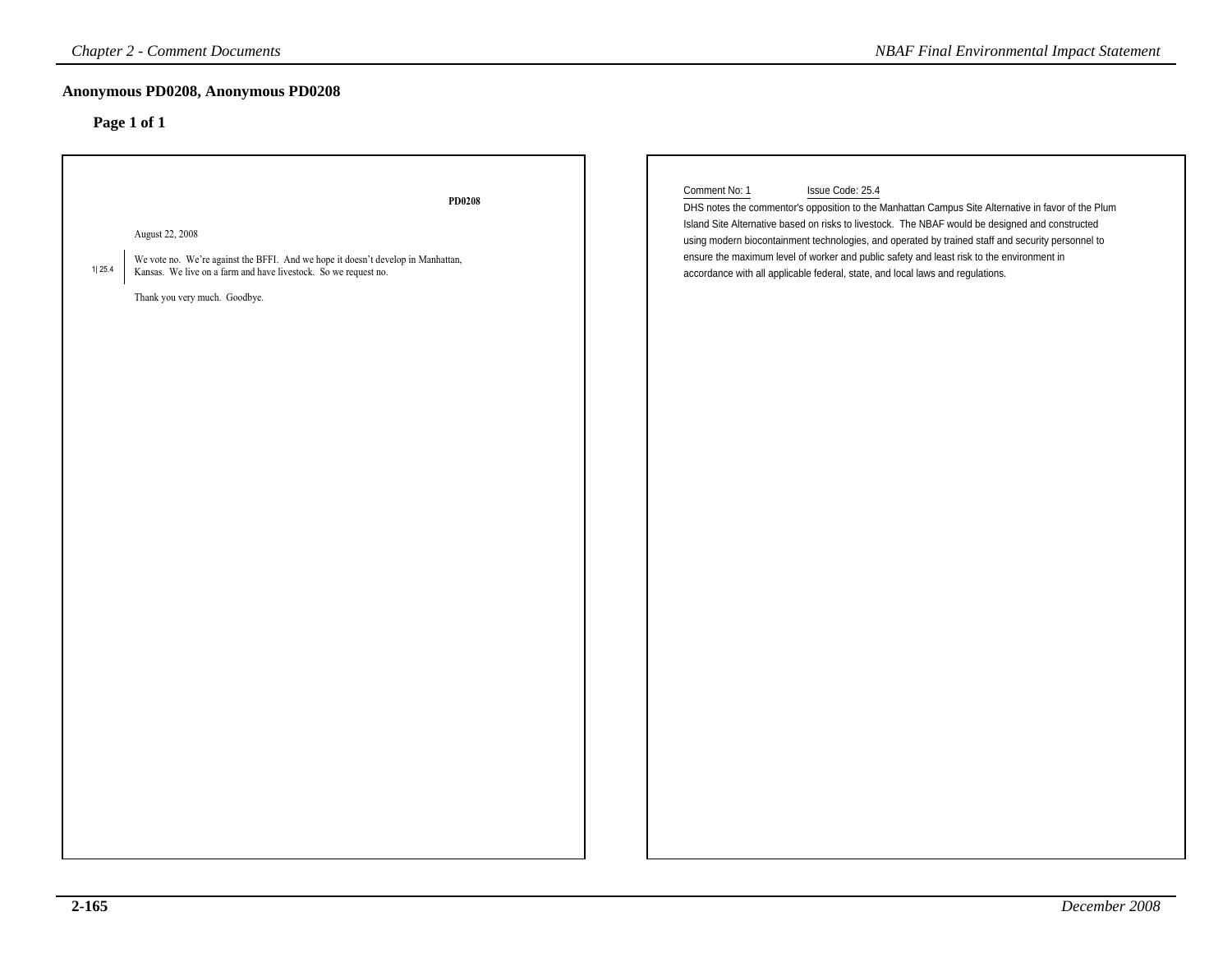## Anonymous PD0208, Anonymous PD0208

**Page 1 of 1**

**PD0208**

August 22, 2008

1| 25.4 We vote no. We're against the BFFI. And we hope it doesn't develop in Manhattan, Kansas. We live on a farm and have livestock. So we request no.

Thank you very much. Goodbye.

Comment No: 1 Issue Code: 25.4

DHS notes the commentor's opposition to the Manhattan Campus Site Alternative in favor of the Plum Island Site Alternative based on risks to livestock. The NBAF would be designed and constructed using modern biocontainment technologies, and operated by trained staff and security personnel to ensure the maximum level of worker and public safety and least risk to the environment in accordance with all applicable federal, state, and local laws and regulations.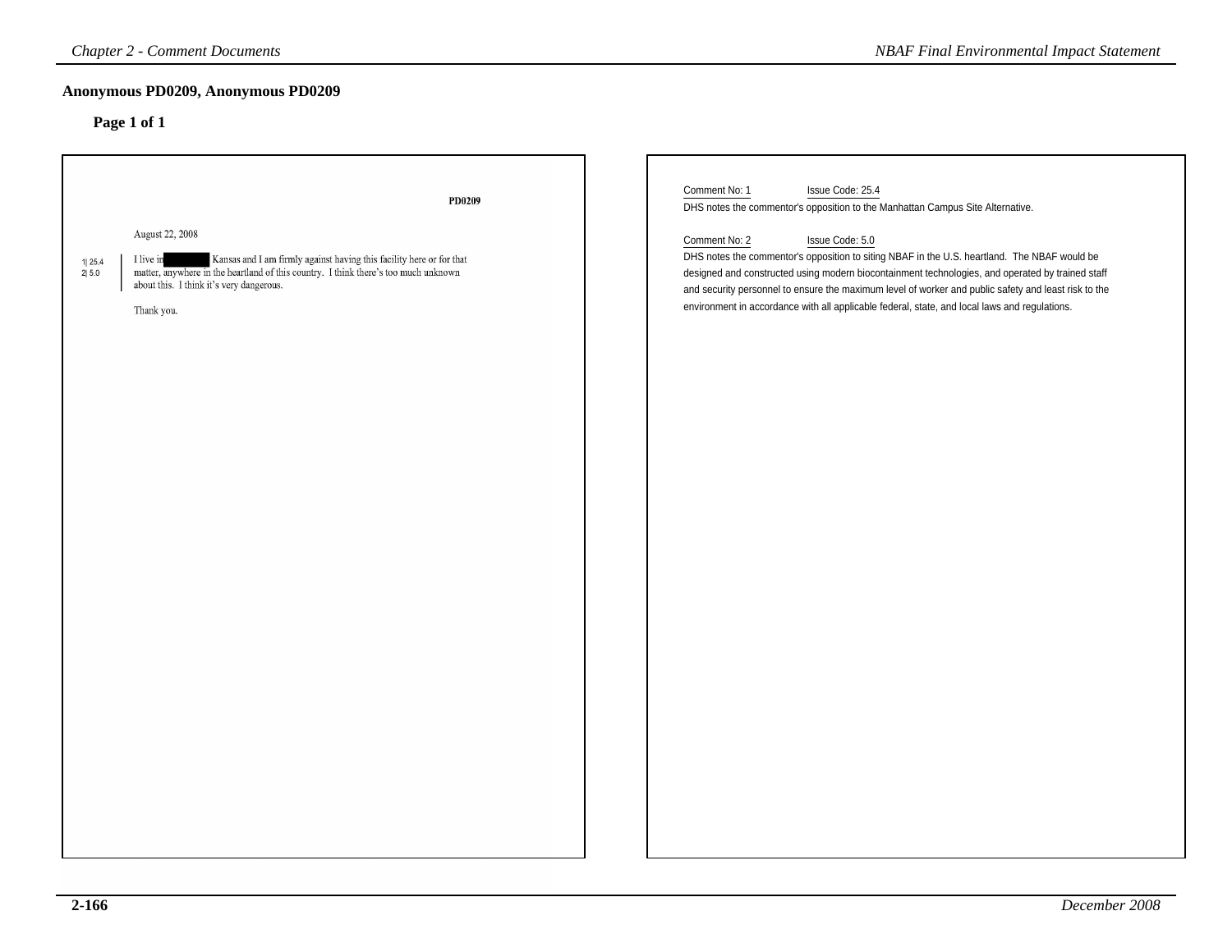## Anonymous PD0209, Anonymous PD0209

### Page 1 of 1

PD0209

August 22, 2008

1| 25.4
2| 5.0

I live in [redacted] Kansas and I am firmly against having this facility here or for that matter, anywhere in the heartland of this country. I think there's too much unknown about this. I think it's very dangerous.

Thank you.

Comment No: 1 Issue Code: 25.4

DHS notes the commentor's opposition to the Manhattan Campus Site Alternative.

Comment No: 2 Issue Code: 5.0

DHS notes the commentor's opposition to siting NBAF in the U.S. heartland. The NBAF would be designed and constructed using modern biocontainment technologies, and operated by trained staff and security personnel to ensure the maximum level of worker and public safety and least risk to the environment in accordance with all applicable federal, state, and local laws and regulations.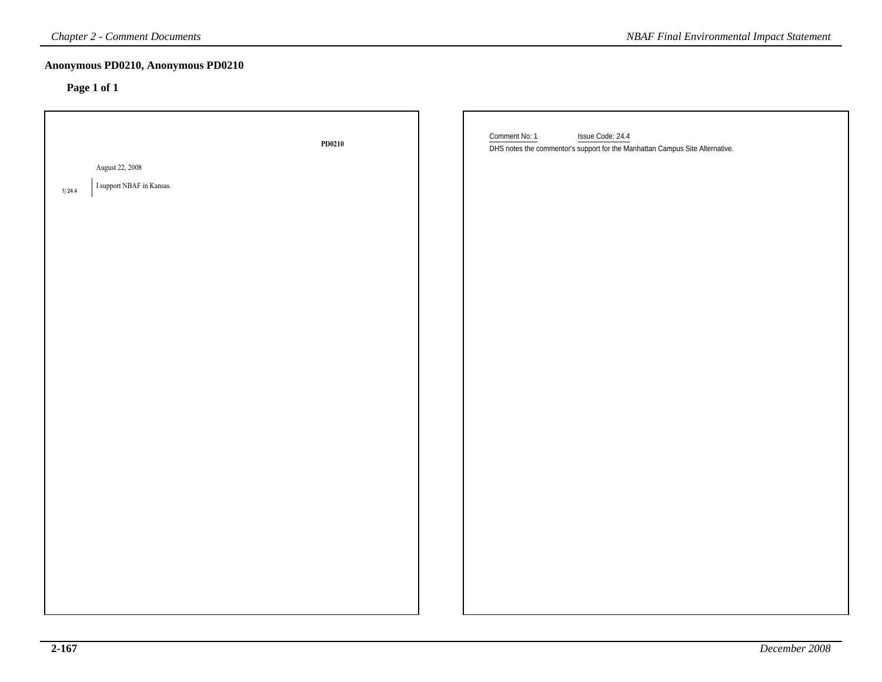## Anonymous PD0210, Anonymous PD0210

**Page 1 of 1**

**PD0210**

August 22, 2008

1| 24.4 I support NBAF in Kansas.

Comment No: 1 Issue Code: 24.4

DHS notes the commentor's support for the Manhattan Campus Site Alternative.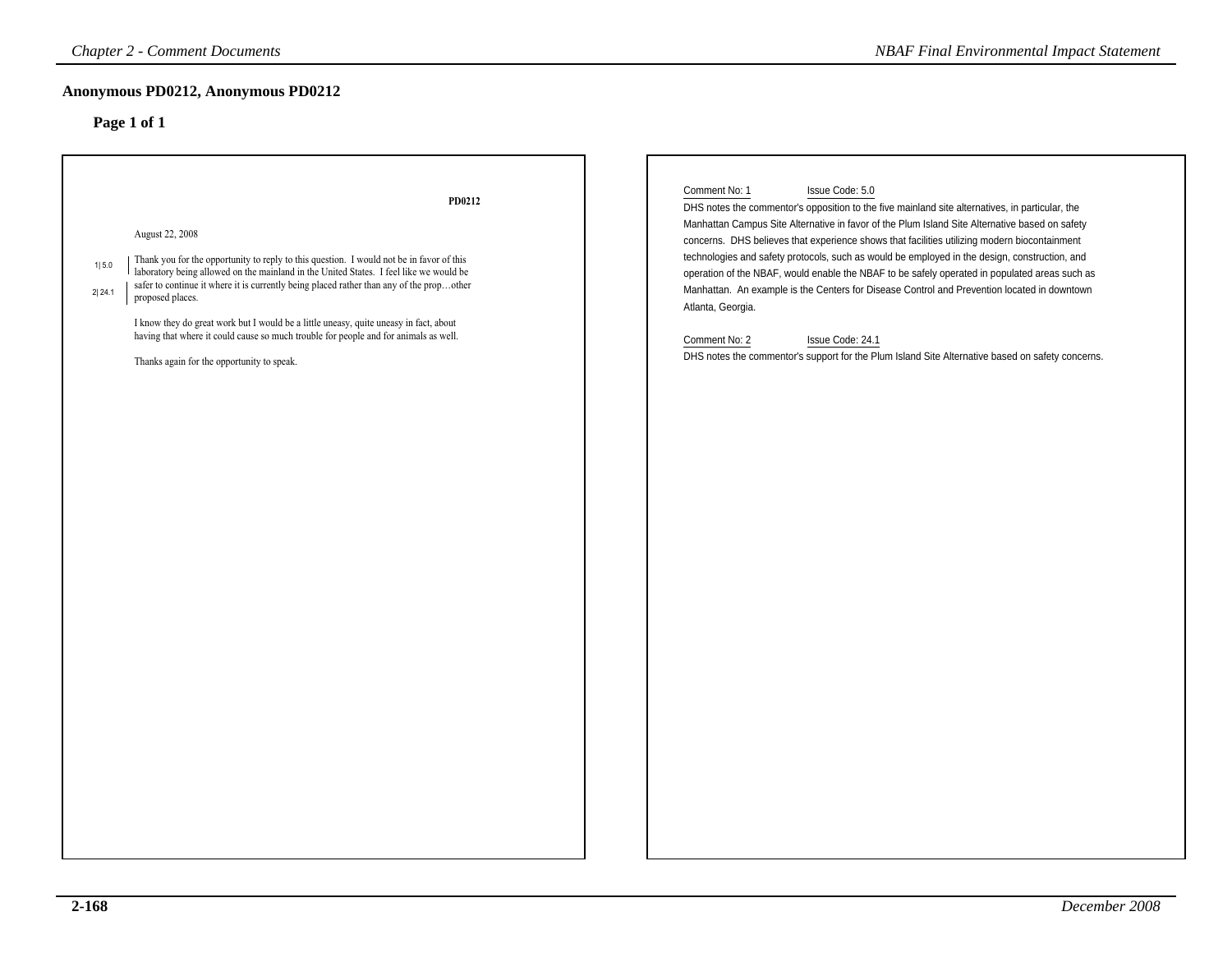## Anonymous PD0212, Anonymous PD0212

### Page 1 of 1

PD0212

August 22, 2008

1| 5.0 Thank you for the opportunity to reply to this question. I would not be in favor of this laboratory being allowed on the mainland in the United States. I feel like we would be

2| 24.1 safer to continue it where it is currently being placed rather than any of the prop…other proposed places.

I know they do great work but I would be a little uneasy, quite uneasy in fact, about having that where it could cause so much trouble for people and for animals as well.

Thanks again for the opportunity to speak.

Comment No: 1 Issue Code: 5.0

DHS notes the commentor's opposition to the five mainland site alternatives, in particular, the Manhattan Campus Site Alternative in favor of the Plum Island Site Alternative based on safety concerns. DHS believes that experience shows that facilities utilizing modern biocontainment technologies and safety protocols, such as would be employed in the design, construction, and operation of the NBAF, would enable the NBAF to be safely operated in populated areas such as Manhattan. An example is the Centers for Disease Control and Prevention located in downtown Atlanta, Georgia.

Comment No: 2 Issue Code: 24.1

DHS notes the commentor's support for the Plum Island Site Alternative based on safety concerns.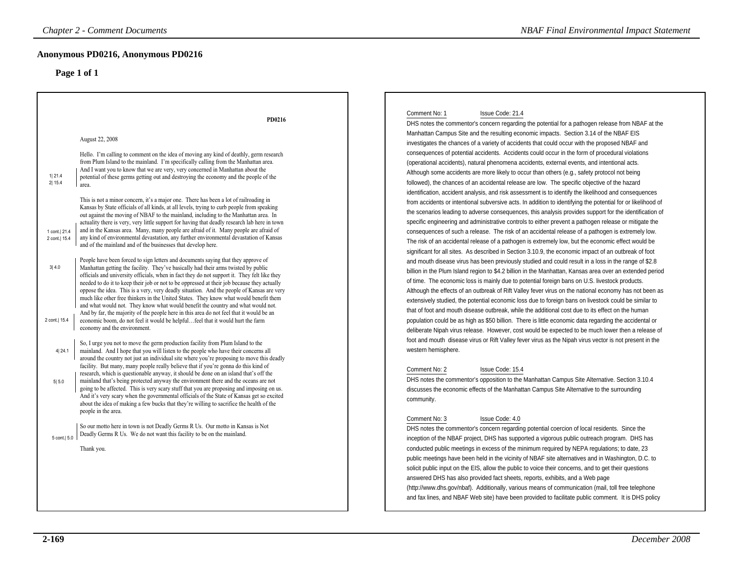## Anonymous PD0216, Anonymous PD0216

### Page 1 of 1

PD0216

August 22, 2008

Hello. I'm calling to comment on the idea of moving any kind of deathly, germ research from Plum Island to the mainland. I'm specifically calling from the Manhattan area. And I want you to know that we are very, very concerned in Manhattan about the potential of these germs getting out and destroying the economy and the people of the area.

1| 21.4
2| 15.4

This is not a minor concern, it's a major one. There has been a lot of railroading in Kansas by State officials of all kinds, at all levels, trying to curb people from speaking out against the moving of NBAF to the mainland, including to the Manhattan area. In actuality there is very, very little support for having that deadly research lab here in town and in the Kansas area. Many, many people are afraid of it. Many people are afraid of any kind of environmental devastation, any further environmental devastation of Kansas and of the mainland and of the businesses that develop here.

1 cont.| 21.4
2 cont.| 15.4

People have been forced to sign letters and documents saying that they approve of Manhattan getting the facility. They've basically had their arms twisted by public officials and university officials, when in fact they do not support it. They felt like they needed to do it to keep their job or not to be oppressed at their job because they actually oppose the idea. This is a very, very deadly situation. And the people of Kansas are very much like other free thinkers in the United States. They know what would benefit them and what would not. They know what would benefit the country and what would not.

3| 4.0

And by far, the majority of the people here in this area do not feel that it would be an economic boom, do not feel it would be helpful…feel that it would hurt the farm economy and the environment.

2 cont.| 15.4

So, I urge you not to move the germ production facility from Plum Island to the mainland. And I hope that you will listen to the people who have their concerns all around the country not just an individual site where you're proposing to move this deadly facility.

4| 24.1

But many, many people really believe that if you're gonna do this kind of research, which is questionable anyway, it should be done on an island that's off the mainland that's being protected anyway the environment there and the oceans are not going to be affected. This is very scary stuff that you are proposing and imposing on us. And it's very scary when the governmental officials of the State of Kansas get so excited about the idea of making a few bucks that they're willing to sacrifice the health of the people in the area.

5| 5.0

So our motto here in town is not Deadly Germs R Us. Our motto in Kansas is Not Deadly Germs R Us. We do not want this facility to be on the mainland.

5 cont.| 5.0

Thank you.

Comment No: 1 Issue Code: 21.4

DHS notes the commentor's concern regarding the potential for a pathogen release from NBAF at the Manhattan Campus Site and the resulting economic impacts. Section 3.14 of the NBAF EIS investigates the chances of a variety of accidents that could occur with the proposed NBAF and consequences of potential accidents. Accidents could occur in the form of procedural violations (operational accidents), natural phenomena accidents, external events, and intentional acts. Although some accidents are more likely to occur than others (e.g., safety protocol not being followed), the chances of an accidental release are low. The specific objective of the hazard identification, accident analysis, and risk assessment is to identify the likelihood and consequences from accidents or intentional subversive acts. In addition to identifying the potential for or likelihood of the scenarios leading to adverse consequences, this analysis provides support for the identification of specific engineering and administrative controls to either prevent a pathogen release or mitigate the consequences of such a release. The risk of an accidental release of a pathogen is extremely low. The risk of an accidental release of a pathogen is extremely low, but the economic effect would be significant for all sites. As described in Section 3.10.9, the economic impact of an outbreak of foot and mouth disease virus has been previously studied and could result in a loss in the range of $2.8 billion in the Plum Island region to $4.2 billion in the Manhattan, Kansas area over an extended period of time. The economic loss is mainly due to potential foreign bans on U.S. livestock products. Although the effects of an outbreak of Rift Valley fever virus on the national economy has not been as extensively studied, the potential economic loss due to foreign bans on livestock could be similar to that of foot and mouth disease outbreak, while the additional cost due to its effect on the human population could be as high as $50 billion. There is little economic data regarding the accidental or deliberate Nipah virus release. However, cost would be expected to be much lower then a release of foot and mouth disease virus or Rift Valley fever virus as the Nipah virus vector is not present in the western hemisphere.

Comment No: 2 Issue Code: 15.4

DHS notes the commentor's opposition to the Manhattan Campus Site Alternative. Section 3.10.4 discusses the economic effects of the Manhattan Campus Site Alternative to the surrounding community.

Comment No: 3 Issue Code: 4.0

DHS notes the commentor's concern regarding potential coercion of local residents. Since the inception of the NBAF project, DHS has supported a vigorous public outreach program. DHS has conducted public meetings in excess of the minimum required by NEPA regulations; to date, 23 public meetings have been held in the vicinity of NBAF site alternatives and in Washington, D.C. to solicit public input on the EIS, allow the public to voice their concerns, and to get their questions answered DHS has also provided fact sheets, reports, exhibits, and a Web page (http://www.dhs.gov/nbaf). Additionally, various means of communication (mail, toll free telephone and fax lines, and NBAF Web site) have been provided to facilitate public comment. It is DHS policy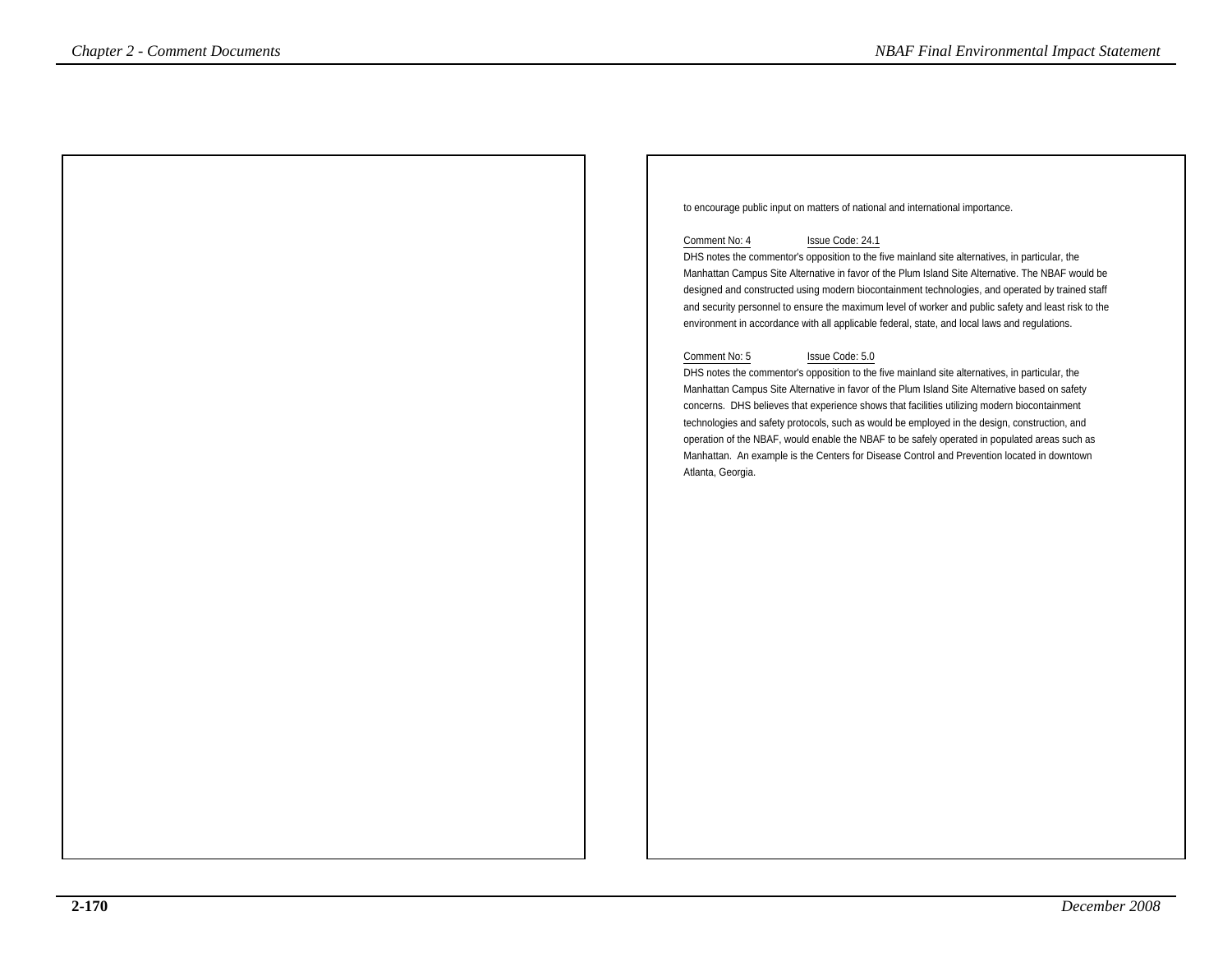to encourage public input on matters of national and international importance.

Comment No: 4    Issue Code: 24.1

DHS notes the commentor's opposition to the five mainland site alternatives, in particular, the Manhattan Campus Site Alternative in favor of the Plum Island Site Alternative. The NBAF would be designed and constructed using modern biocontainment technologies, and operated by trained staff and security personnel to ensure the maximum level of worker and public safety and least risk to the environment in accordance with all applicable federal, state, and local laws and regulations.

Comment No: 5    Issue Code: 5.0

DHS notes the commentor's opposition to the five mainland site alternatives, in particular, the Manhattan Campus Site Alternative in favor of the Plum Island Site Alternative based on safety concerns. DHS believes that experience shows that facilities utilizing modern biocontainment technologies and safety protocols, such as would be employed in the design, construction, and operation of the NBAF, would enable the NBAF to be safely operated in populated areas such as Manhattan. An example is the Centers for Disease Control and Prevention located in downtown Atlanta, Georgia.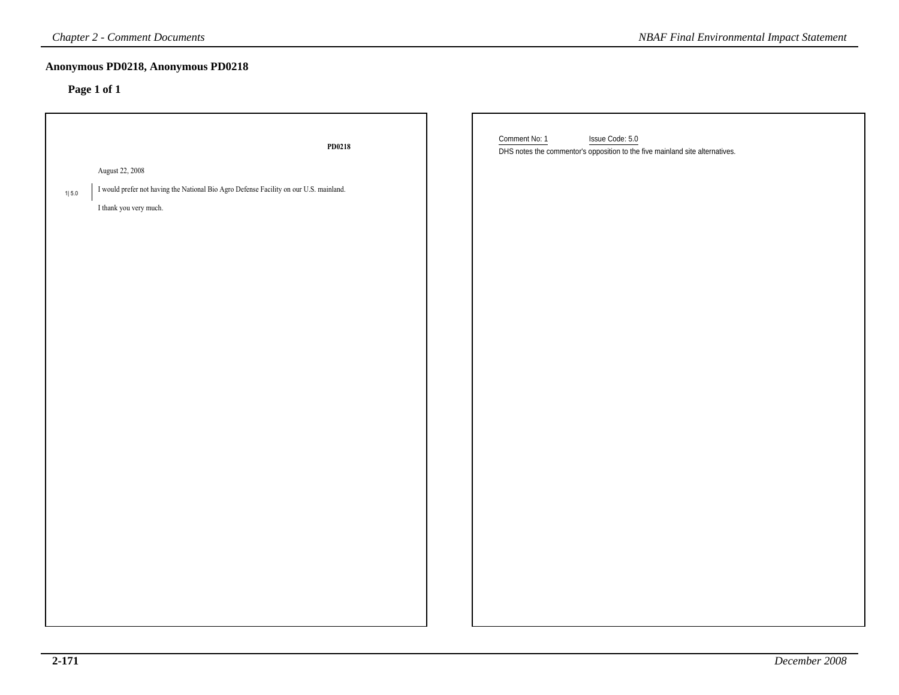## Anonymous PD0218, Anonymous PD0218

### Page 1 of 1

**PD0218**

August 22, 2008

1| 5.0 I would prefer not having the National Bio Agro Defense Facility on our U.S. mainland.

I thank you very much.

Comment No: 1 Issue Code: 5.0

DHS notes the commentor's opposition to the five mainland site alternatives.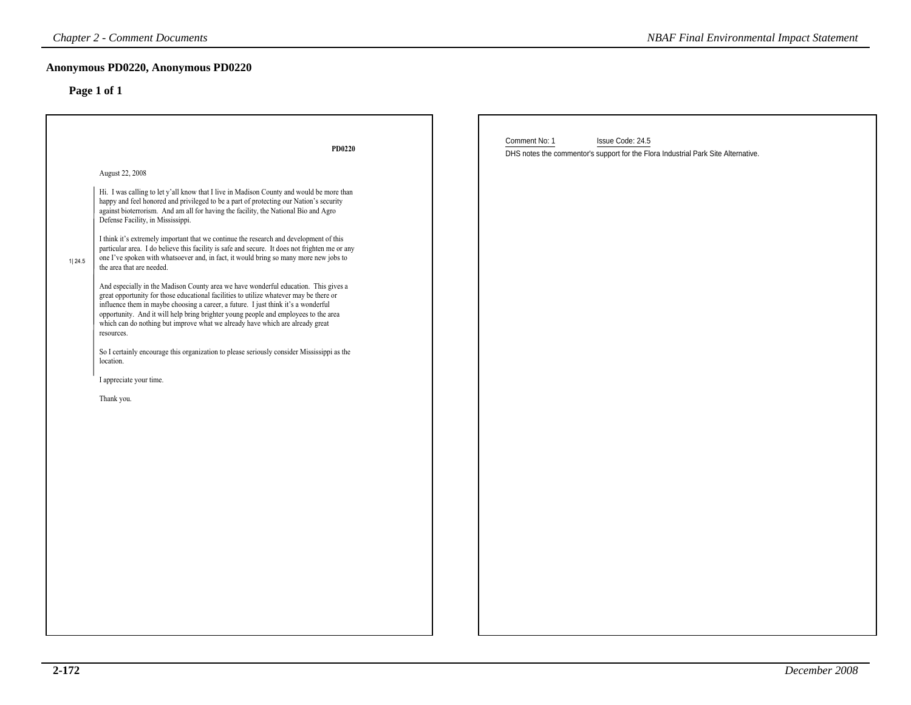## Anonymous PD0220, Anonymous PD0220

### Page 1 of 1

PD0220

August 22, 2008

Hi. I was calling to let y'all know that I live in Madison County and would be more than happy and feel honored and privileged to be a part of protecting our Nation's security against bioterrorism. And am all for having the facility, the National Bio and Agro Defense Facility, in Mississippi.

1| 24.5

I think it's extremely important that we continue the research and development of this particular area. I do believe this facility is safe and secure. It does not frighten me or any one I've spoken with whatsoever and, in fact, it would bring so many more new jobs to the area that are needed.

And especially in the Madison County area we have wonderful education. This gives a great opportunity for those educational facilities to utilize whatever may be there or influence them in maybe choosing a career, a future. I just think it's a wonderful opportunity. And it will help bring brighter young people and employees to the area which can do nothing but improve what we already have which are already great resources.

So I certainly encourage this organization to please seriously consider Mississippi as the location.

I appreciate your time.

Thank you.

Comment No: 1 Issue Code: 24.5

DHS notes the commentor's support for the Flora Industrial Park Site Alternative.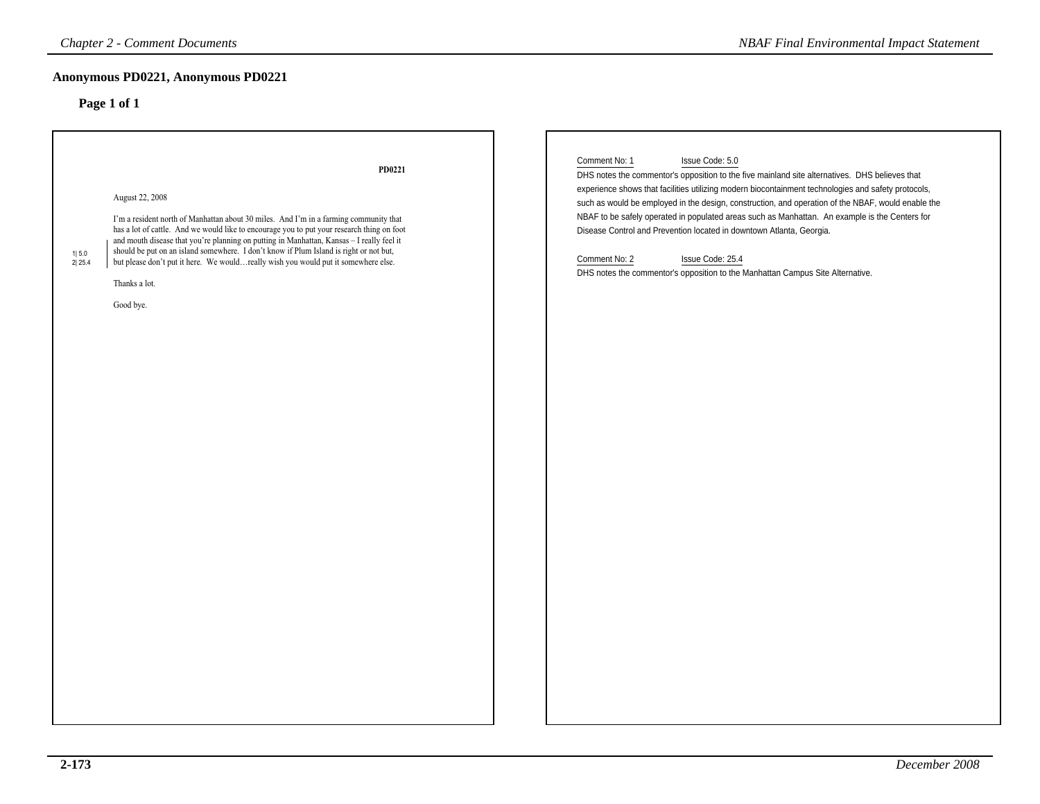## Anonymous PD0221, Anonymous PD0221

**Page 1 of 1**

**PD0221**

August 22, 2008

I'm a resident north of Manhattan about 30 miles. And I'm in a farming community that has a lot of cattle. And we would like to encourage you to put your research thing on foot and mouth disease that you're planning on putting in Manhattan, Kansas – I really feel it should be put on an island somewhere. I don't know if Plum Island is right or not but, but please don't put it here. We would…really wish you would put it somewhere else.

1| 5.0
2| 25.4

Thanks a lot.

Good bye.

Comment No: 1 Issue Code: 5.0

DHS notes the commentor's opposition to the five mainland site alternatives. DHS believes that experience shows that facilities utilizing modern biocontainment technologies and safety protocols, such as would be employed in the design, construction, and operation of the NBAF, would enable the NBAF to be safely operated in populated areas such as Manhattan. An example is the Centers for Disease Control and Prevention located in downtown Atlanta, Georgia.

Comment No: 2 Issue Code: 25.4

DHS notes the commentor's opposition to the Manhattan Campus Site Alternative.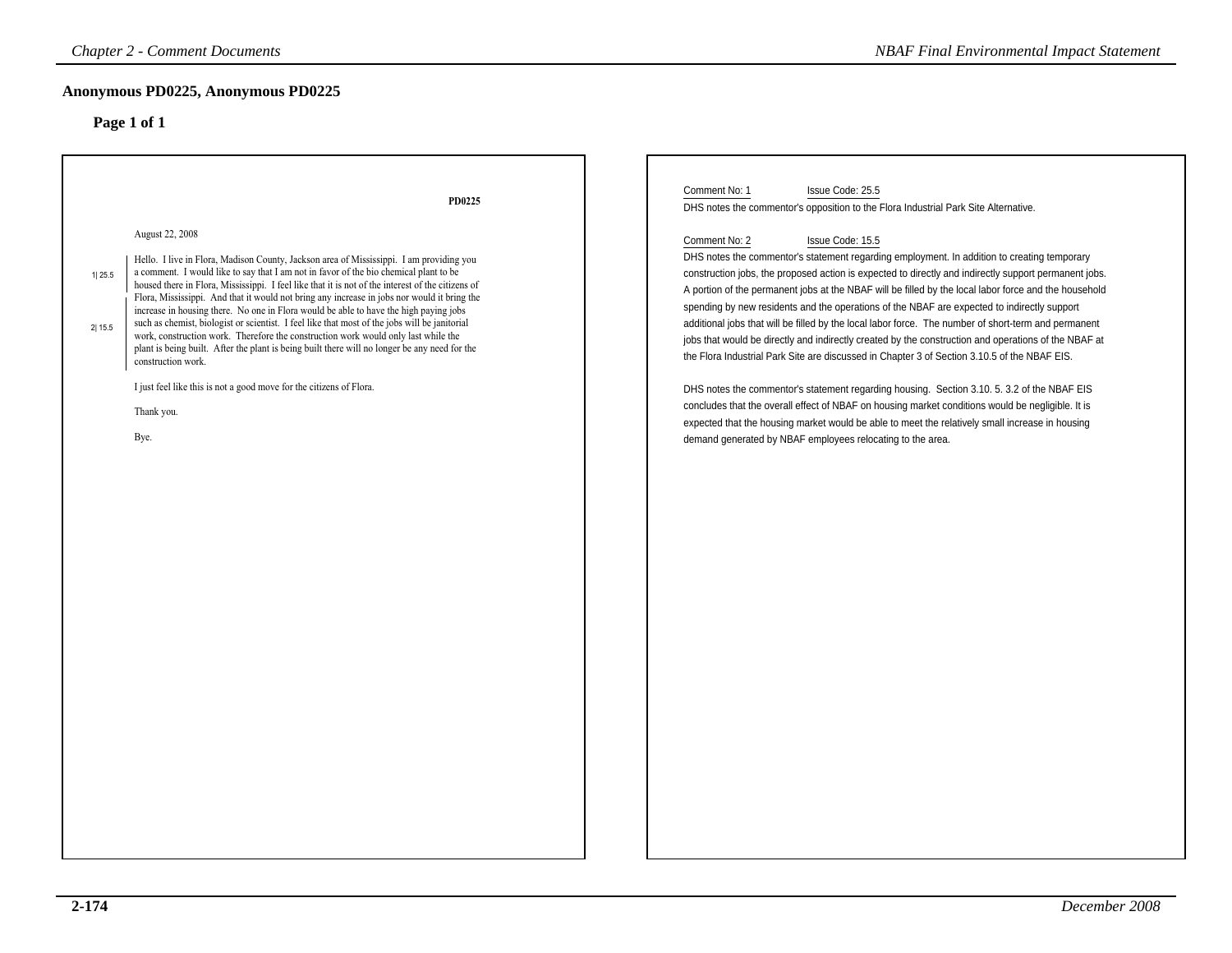## Anonymous PD0225, Anonymous PD0225

### Page 1 of 1

PD0225

August 22, 2008

1| 25.5

Hello. I live in Flora, Madison County, Jackson area of Mississippi. I am providing you a comment. I would like to say that I am not in favor of the bio chemical plant to be housed there in Flora, Mississippi. I feel like that it is not of the interest of the citizens of Flora, Mississippi. And that it would not bring any increase in jobs nor would it bring the increase in housing there. No one in Flora would be able to have the high paying jobs such as chemist, biologist or scientist. I feel like that most of the jobs will be janitorial work, construction work. Therefore the construction work would only last while the plant is being built. After the plant is being built there will no longer be any need for the construction work.

2| 15.5

I just feel like this is not a good move for the citizens of Flora.

Thank you.

Bye.

Comment No: 1 Issue Code: 25.5

DHS notes the commentor's opposition to the Flora Industrial Park Site Alternative.

Comment No: 2 Issue Code: 15.5

DHS notes the commentor's statement regarding employment. In addition to creating temporary construction jobs, the proposed action is expected to directly and indirectly support permanent jobs. A portion of the permanent jobs at the NBAF will be filled by the local labor force and the household spending by new residents and the operations of the NBAF are expected to indirectly support additional jobs that will be filled by the local labor force. The number of short-term and permanent jobs that would be directly and indirectly created by the construction and operations of the NBAF at the Flora Industrial Park Site are discussed in Chapter 3 of Section 3.10.5 of the NBAF EIS.

DHS notes the commentor's statement regarding housing. Section 3.10. 5. 3.2 of the NBAF EIS concludes that the overall effect of NBAF on housing market conditions would be negligible. It is expected that the housing market would be able to meet the relatively small increase in housing demand generated by NBAF employees relocating to the area.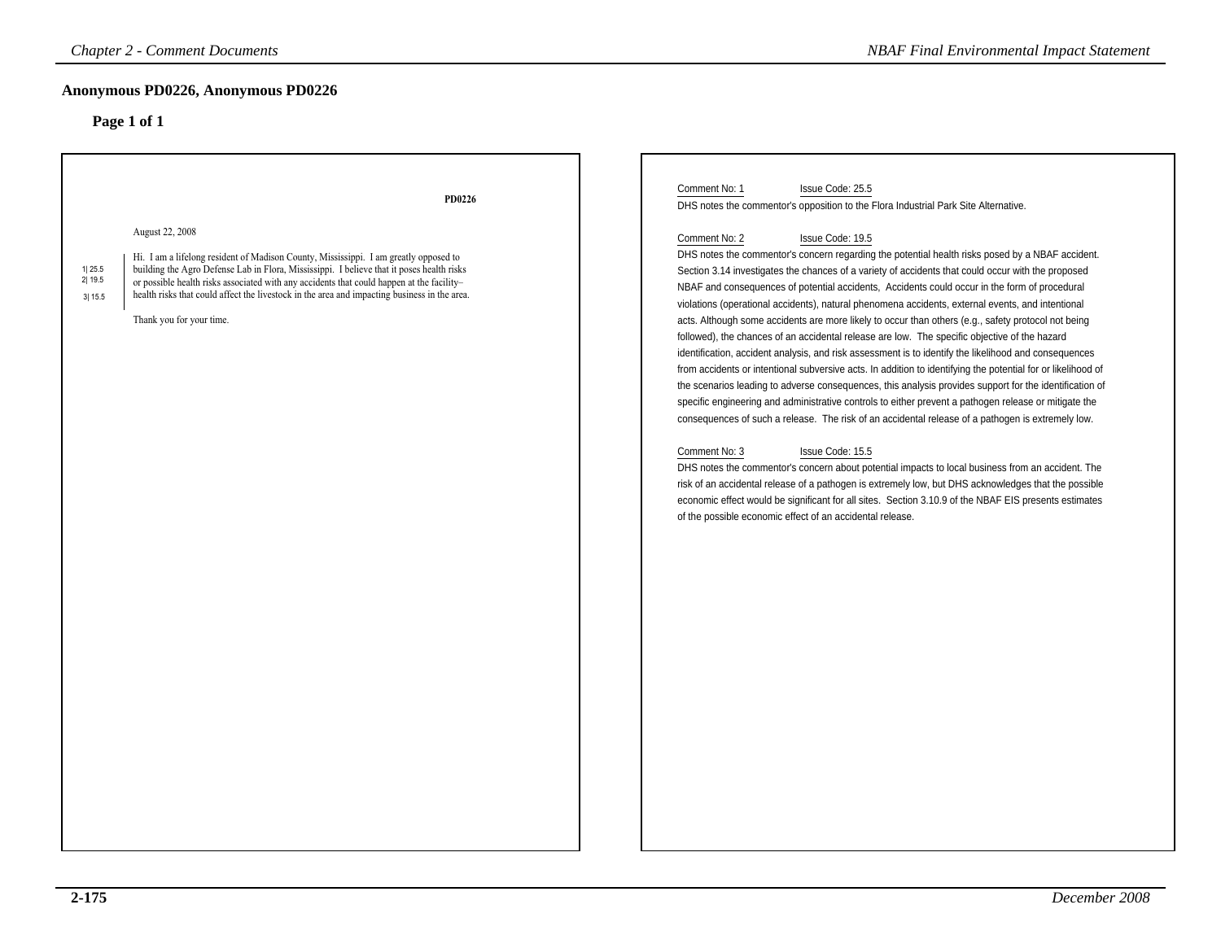## Anonymous PD0226, Anonymous PD0226

### Page 1 of 1

PD0226

August 22, 2008

1| 25.5
2| 19.5
3| 15.5

Hi. I am a lifelong resident of Madison County, Mississippi. I am greatly opposed to building the Agro Defense Lab in Flora, Mississippi. I believe that it poses health risks or possible health risks associated with any accidents that could happen at the facility–health risks that could affect the livestock in the area and impacting business in the area.

Thank you for your time.

Comment No: 1 Issue Code: 25.5

DHS notes the commentor's opposition to the Flora Industrial Park Site Alternative.

Comment No: 2 Issue Code: 19.5

DHS notes the commentor's concern regarding the potential health risks posed by a NBAF accident. Section 3.14 investigates the chances of a variety of accidents that could occur with the proposed NBAF and consequences of potential accidents, Accidents could occur in the form of procedural violations (operational accidents), natural phenomena accidents, external events, and intentional acts. Although some accidents are more likely to occur than others (e.g., safety protocol not being followed), the chances of an accidental release are low. The specific objective of the hazard identification, accident analysis, and risk assessment is to identify the likelihood and consequences from accidents or intentional subversive acts. In addition to identifying the potential for or likelihood of the scenarios leading to adverse consequences, this analysis provides support for the identification of specific engineering and administrative controls to either prevent a pathogen release or mitigate the consequences of such a release. The risk of an accidental release of a pathogen is extremely low.

Comment No: 3 Issue Code: 15.5

DHS notes the commentor's concern about potential impacts to local business from an accident. The risk of an accidental release of a pathogen is extremely low, but DHS acknowledges that the possible economic effect would be significant for all sites. Section 3.10.9 of the NBAF EIS presents estimates of the possible economic effect of an accidental release.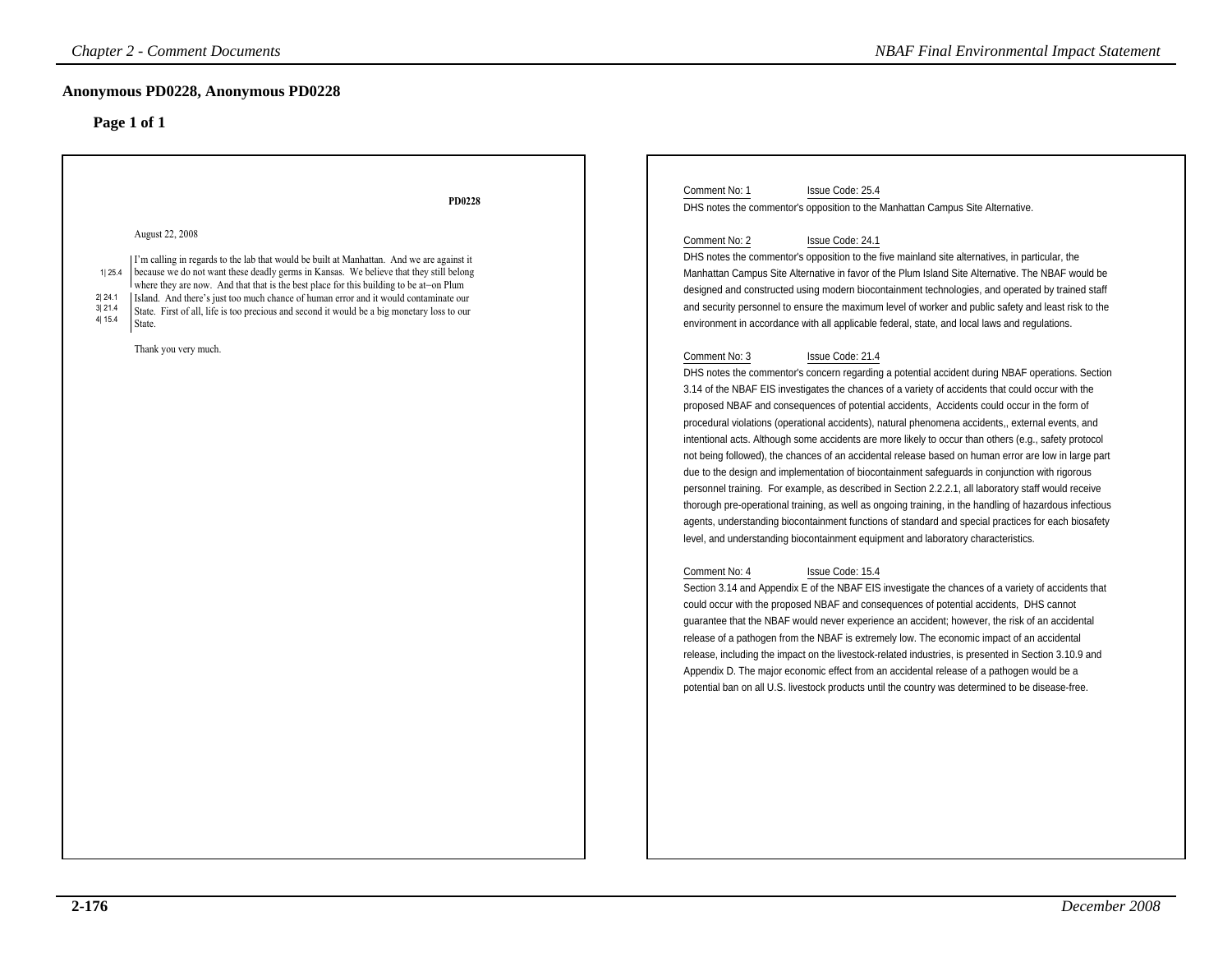## Anonymous PD0228, Anonymous PD0228

### Page 1 of 1

**PD0228**

August 22, 2008

1| 25.4 — I'm calling in regards to the lab that would be built at Manhattan. And we are against it because we do not want these deadly germs in Kansas. We believe that they still belong where they are now.

2| 24.1 — And that that is the best place for this building to be at--on Plum Island.

3| 21.4 — And there's just too much chance of human error and it would contaminate our State.

4| 15.4 — First of all, life is too precious and second it would be a big monetary loss to our State.

Thank you very much.

---

Comment No: 1 Issue Code: 25.4

DHS notes the commentor's opposition to the Manhattan Campus Site Alternative.

Comment No: 2 Issue Code: 24.1

DHS notes the commentor's opposition to the five mainland site alternatives, in particular, the Manhattan Campus Site Alternative in favor of the Plum Island Site Alternative. The NBAF would be designed and constructed using modern biocontainment technologies, and operated by trained staff and security personnel to ensure the maximum level of worker and public safety and least risk to the environment in accordance with all applicable federal, state, and local laws and regulations.

Comment No: 3 Issue Code: 21.4

DHS notes the commentor's concern regarding a potential accident during NBAF operations. Section 3.14 of the NBAF EIS investigates the chances of a variety of accidents that could occur with the proposed NBAF and consequences of potential accidents, Accidents could occur in the form of procedural violations (operational accidents), natural phenomena accidents,, external events, and intentional acts. Although some accidents are more likely to occur than others (e.g., safety protocol not being followed), the chances of an accidental release based on human error are low in large part due to the design and implementation of biocontainment safeguards in conjunction with rigorous personnel training. For example, as described in Section 2.2.2.1, all laboratory staff would receive thorough pre-operational training, as well as ongoing training, in the handling of hazardous infectious agents, understanding biocontainment functions of standard and special practices for each biosafety level, and understanding biocontainment equipment and laboratory characteristics.

Comment No: 4 Issue Code: 15.4

Section 3.14 and Appendix E of the NBAF EIS investigate the chances of a variety of accidents that could occur with the proposed NBAF and consequences of potential accidents, DHS cannot guarantee that the NBAF would never experience an accident; however, the risk of an accidental release of a pathogen from the NBAF is extremely low. The economic impact of an accidental release, including the impact on the livestock-related industries, is presented in Section 3.10.9 and Appendix D. The major economic effect from an accidental release of a pathogen would be a potential ban on all U.S. livestock products until the country was determined to be disease-free.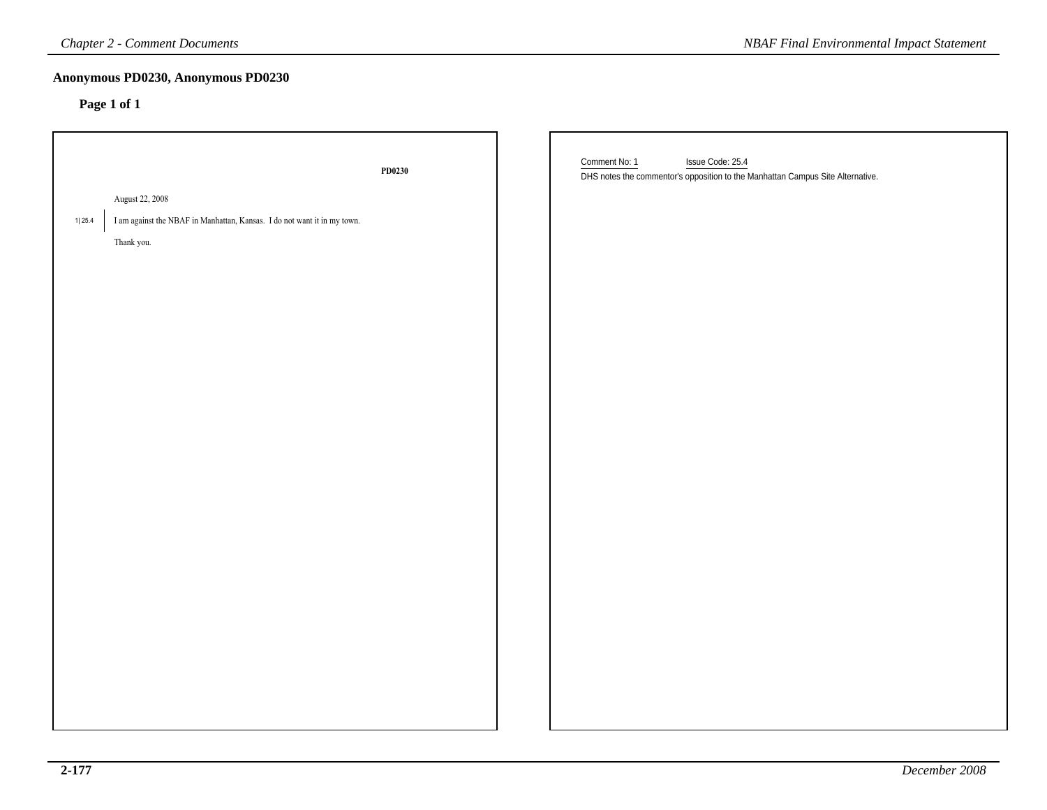## Anonymous PD0230, Anonymous PD0230

**Page 1 of 1**

**PD0230**

August 22, 2008

1| 25.4 I am against the NBAF in Manhattan, Kansas. I do not want it in my town.

Thank you.

Comment No: 1 Issue Code: 25.4

DHS notes the commentor's opposition to the Manhattan Campus Site Alternative.